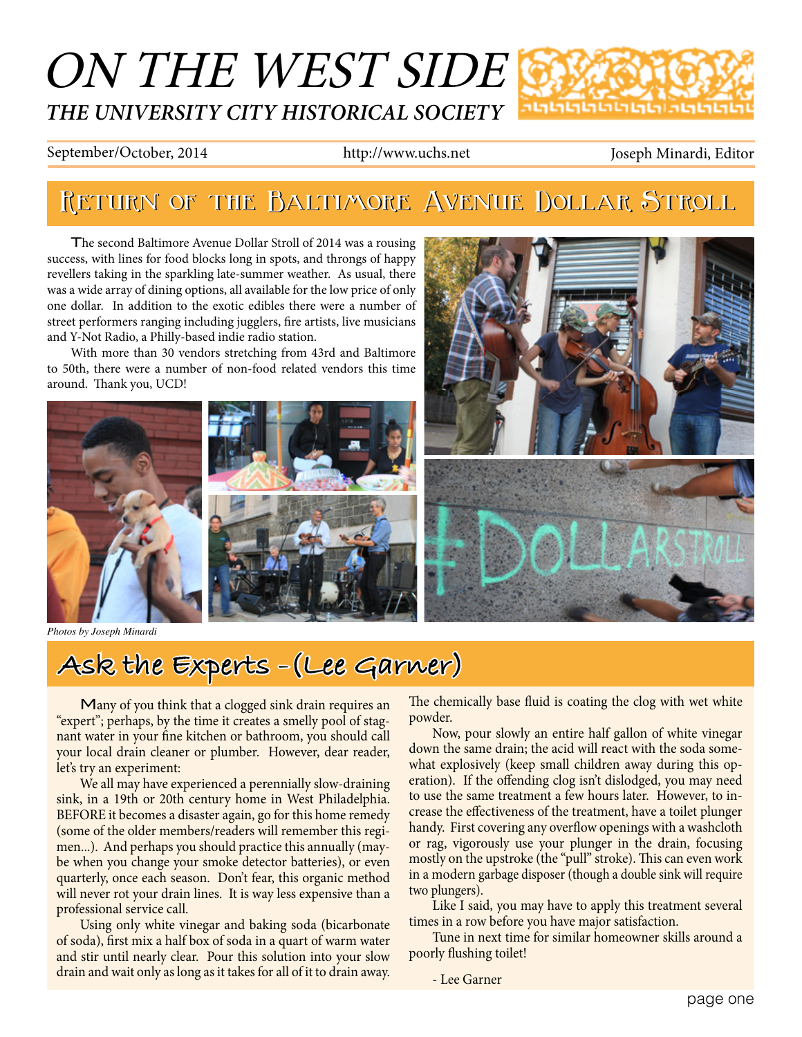# ON THE WEST SIDE

## THE UNIVERSITY CITY HISTORICAL SOCIETY

September/October, 2014 | http://www.uchs.net | Joseph Minardi, Editor

## Return of the Baltimore Avenue Dollar Stroll

The second Baltimore Avenue Dollar Stroll of 2014 was a rousing success, with lines for food blocks long in spots, and throngs of happy revellers taking in the sparkling late-summer weather. As usual, there was a wide array of dining options, all available for the low price of only one dollar. In addition to the exotic edibles there were a number of street performers ranging including jugglers, fire artists, live musicians and Y-Not Radio, a Philly-based indie radio station.

With more than 30 vendors stretching from 43rd and Baltimore to 50th, there were a number of non-food related vendors this time around. Thank you, UCD!

*Photos by Joseph Minardi*

## Ask the Experts - (Lee Garner)

Many of you think that a clogged sink drain requires an "expert"; perhaps, by the time it creates a smelly pool of stagnant water in your fine kitchen or bathroom, you should call your local drain cleaner or plumber. However, dear reader, let's try an experiment:

We all may have experienced a perennially slow-draining sink, in a 19th or 20th century home in West Philadelphia. BEFORE it becomes a disaster again, go for this home remedy (some of the older members/readers will remember this regimen...). And perhaps you should practice this annually (maybe when you change your smoke detector batteries), or even quarterly, once each season. Don't fear, this organic method will never rot your drain lines. It is way less expensive than a professional service call.

Using only white vinegar and baking soda (bicarbonate of soda), first mix a half box of soda in a quart of warm water and stir until nearly clear. Pour this solution into your slow drain and wait only as long as it takes for all of it to drain away. The chemically base fluid is coating the clog with wet white powder.

Now, pour slowly an entire half gallon of white vinegar down the same drain; the acid will react with the soda somewhat explosively (keep small children away during this operation). If the offending clog isn't dislodged, you may need to use the same treatment a few hours later. However, to increase the effectiveness of the treatment, have a toilet plunger handy. First covering any overflow openings with a washcloth or rag, vigorously use your plunger in the drain, focusing mostly on the upstroke (the "pull" stroke). This can even work in a modern garbage disposer (though a double sink will require two plungers).

Like I said, you may have to apply this treatment several times in a row before you have major satisfaction.

Tune in next time for similar homeowner skills around a poorly flushing toilet!

- Lee Garner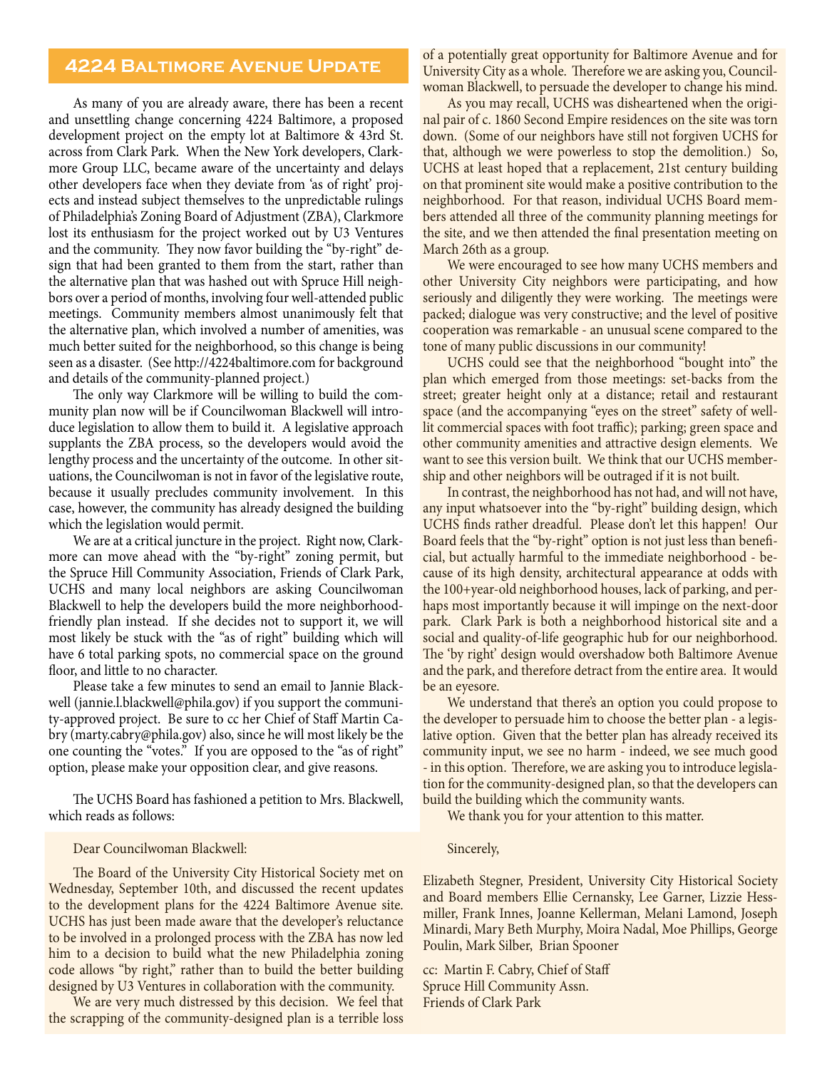## 4224 Baltimore Avenue Update

As many of you are already aware, there has been a recent and unsettling change concerning 4224 Baltimore, a proposed development project on the empty lot at Baltimore & 43rd St. across from Clark Park. When the New York developers, Clarkmore Group LLC, became aware of the uncertainty and delays other developers face when they deviate from 'as of right' projects and instead subject themselves to the unpredictable rulings of Philadelphia's Zoning Board of Adjustment (ZBA), Clarkmore lost its enthusiasm for the project worked out by U3 Ventures and the community. They now favor building the "by-right" design that had been granted to them from the start, rather than the alternative plan that was hashed out with Spruce Hill neighbors over a period of months, involving four well-attended public meetings. Community members almost unanimously felt that the alternative plan, which involved a number of amenities, was much better suited for the neighborhood, so this change is being seen as a disaster. (See http://4224baltimore.com for background and details of the community-planned project.)

The only way Clarkmore will be willing to build the community plan now will be if Councilwoman Blackwell will introduce legislation to allow them to build it. A legislative approach supplants the ZBA process, so the developers would avoid the lengthy process and the uncertainty of the outcome. In other situations, the Councilwoman is not in favor of the legislative route, because it usually precludes community involvement. In this case, however, the community has already designed the building which the legislation would permit.

We are at a critical juncture in the project. Right now, Clarkmore can move ahead with the "by-right" zoning permit, but the Spruce Hill Community Association, Friends of Clark Park, UCHS and many local neighbors are asking Councilwoman Blackwell to help the developers build the more neighborhood-friendly plan instead. If she decides not to support it, we will most likely be stuck with the "as of right" building which will have 6 total parking spots, no commercial space on the ground floor, and little to no character.

Please take a few minutes to send an email to Jannie Blackwell (jannie.l.blackwell@phila.gov) if you support the community-approved project. Be sure to cc her Chief of Staff Martin Cabry (marty.cabry@phila.gov) also, since he will most likely be the one counting the "votes." If you are opposed to the "as of right" option, please make your opposition clear, and give reasons.

The UCHS Board has fashioned a petition to Mrs. Blackwell, which reads as follows:

Dear Councilwoman Blackwell:

The Board of the University City Historical Society met on Wednesday, September 10th, and discussed the recent updates to the development plans for the 4224 Baltimore Avenue site. UCHS has just been made aware that the developer's reluctance to be involved in a prolonged process with the ZBA has now led him to a decision to build what the new Philadelphia zoning code allows "by right," rather than to build the better building designed by U3 Ventures in collaboration with the community.

We are very much distressed by this decision. We feel that the scrapping of the community-designed plan is a terrible loss of a potentially great opportunity for Baltimore Avenue and for University City as a whole. Therefore we are asking you, Councilwoman Blackwell, to persuade the developer to change his mind.

As you may recall, UCHS was disheartened when the original pair of c. 1860 Second Empire residences on the site was torn down. (Some of our neighbors have still not forgiven UCHS for that, although we were powerless to stop the demolition.) So, UCHS at least hoped that a replacement, 21st century building on that prominent site would make a positive contribution to the neighborhood. For that reason, individual UCHS Board members attended all three of the community planning meetings for the site, and we then attended the final presentation meeting on March 26th as a group.

We were encouraged to see how many UCHS members and other University City neighbors were participating, and how seriously and diligently they were working. The meetings were packed; dialogue was very constructive; and the level of positive cooperation was remarkable - an unusual scene compared to the tone of many public discussions in our community!

UCHS could see that the neighborhood "bought into" the plan which emerged from those meetings: set-backs from the street; greater height only at a distance; retail and restaurant space (and the accompanying "eyes on the street" safety of well-lit commercial spaces with foot traffic); parking; green space and other community amenities and attractive design elements. We want to see this version built. We think that our UCHS membership and other neighbors will be outraged if it is not built.

In contrast, the neighborhood has not had, and will not have, any input whatsoever into the "by-right" building design, which UCHS finds rather dreadful. Please don't let this happen! Our Board feels that the "by-right" option is not just less than beneficial, but actually harmful to the immediate neighborhood - because of its high density, architectural appearance at odds with the 100+year-old neighborhood houses, lack of parking, and perhaps most importantly because it will impinge on the next-door park. Clark Park is both a neighborhood historical site and a social and quality-of-life geographic hub for our neighborhood. The 'by right' design would overshadow both Baltimore Avenue and the park, and therefore detract from the entire area. It would be an eyesore.

We understand that there's an option you could propose to the developer to persuade him to choose the better plan - a legislative option. Given that the better plan has already received its community input, we see no harm - indeed, we see much good - in this option. Therefore, we are asking you to introduce legislation for the community-designed plan, so that the developers can build the building which the community wants.

We thank you for your attention to this matter.

Sincerely,

Elizabeth Stegner, President, University City Historical Society and Board members Ellie Cernansky, Lee Garner, Lizzie Hessmiller, Frank Innes, Joanne Kellerman, Melani Lamond, Joseph Minardi, Mary Beth Murphy, Moira Nadal, Moe Phillips, George Poulin, Mark Silber, Brian Spooner

cc: Martin F. Cabry, Chief of Staff
Spruce Hill Community Assn.
Friends of Clark Park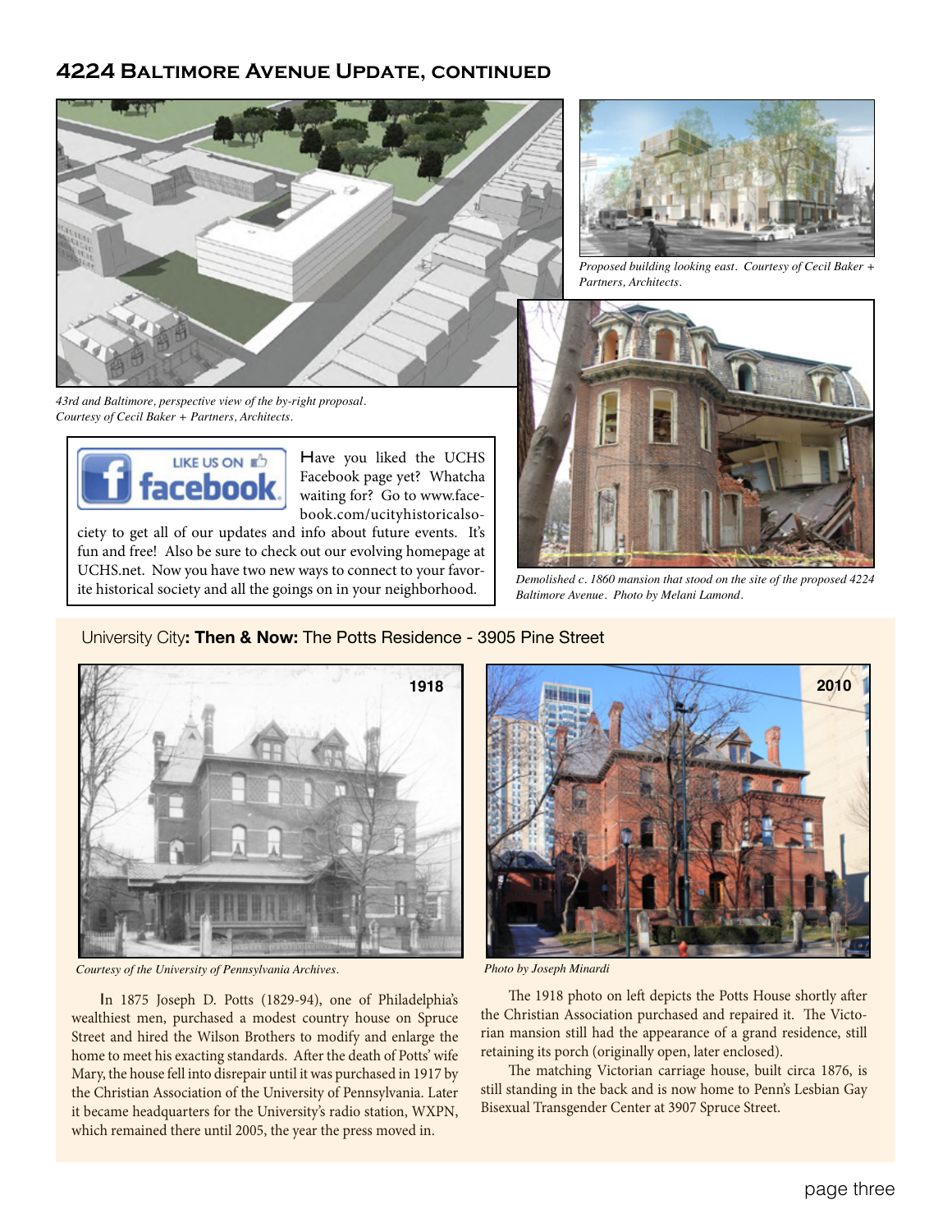## 4224 Baltimore Avenue Update, continued

*43rd and Baltimore, perspective view of the by-right proposal. Courtesy of Cecil Baker + Partners, Architects.*

*Proposed building looking east. Courtesy of Cecil Baker + Partners, Architects.*

*Demolished c. 1860 mansion that stood on the site of the proposed 4224 Baltimore Avenue. Photo by Melani Lamond.*

Have you liked the UCHS Facebook page yet? Whatcha waiting for? Go to www.facebook.com/ucityhistoricalsociety to get all of our updates and info about future events. It's fun and free! Also be sure to check out our evolving homepage at UCHS.net. Now you have two new ways to connect to your favorite historical society and all the goings on in your neighborhood.

## University City: Then & Now: The Potts Residence - 3905 Pine Street

1918

*Courtesy of the University of Pennsylvania Archives.*

2010

*Photo by Joseph Minardi*

In 1875 Joseph D. Potts (1829-94), one of Philadelphia's wealthiest men, purchased a modest country house on Spruce Street and hired the Wilson Brothers to modify and enlarge the home to meet his exacting standards. After the death of Potts' wife Mary, the house fell into disrepair until it was purchased in 1917 by the Christian Association of the University of Pennsylvania. Later it became headquarters for the University's radio station, WXPN, which remained there until 2005, the year the press moved in.

The 1918 photo on left depicts the Potts House shortly after the Christian Association purchased and repaired it. The Victorian mansion still had the appearance of a grand residence, still retaining its porch (originally open, later enclosed).

The matching Victorian carriage house, built circa 1876, is still standing in the back and is now home to Penn's Lesbian Gay Bisexual Transgender Center at 3907 Spruce Street.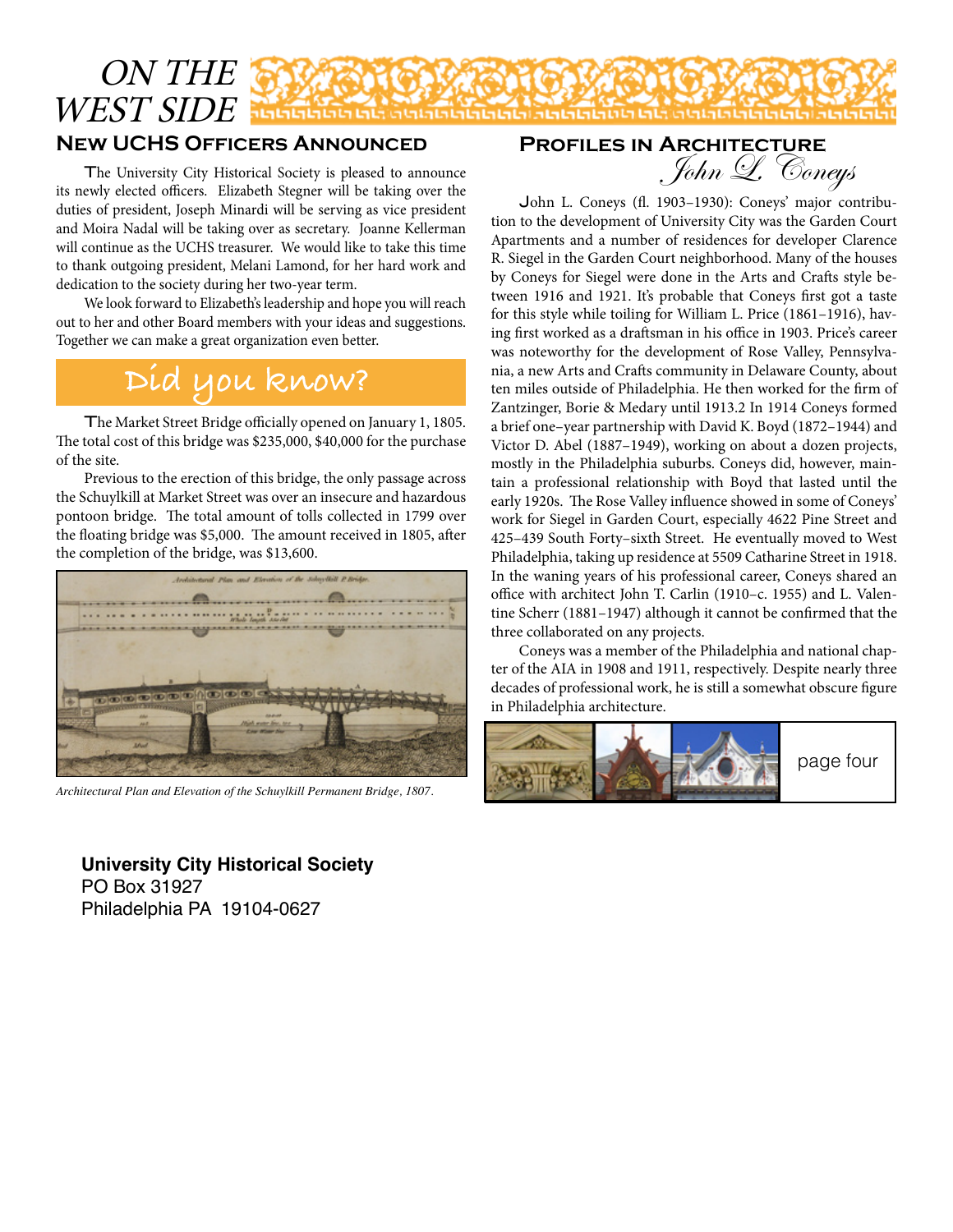# ON THE WEST SIDE

## New UCHS Officers Announced

The University City Historical Society is pleased to announce its newly elected officers. Elizabeth Stegner will be taking over the duties of president, Joseph Minardi will be serving as vice president and Moira Nadal will be taking over as secretary. Joanne Kellerman will continue as the UCHS treasurer. We would like to take this time to thank outgoing president, Melani Lamond, for her hard work and dedication to the society during her two-year term.

We look forward to Elizabeth's leadership and hope you will reach out to her and other Board members with your ideas and suggestions. Together we can make a great organization even better.

## Did you know?

The Market Street Bridge officially opened on January 1, 1805. The total cost of this bridge was $235,000, $40,000 for the purchase of the site.

Previous to the erection of this bridge, the only passage across the Schuylkill at Market Street was over an insecure and hazardous pontoon bridge. The total amount of tolls collected in 1799 over the floating bridge was $5,000. The amount received in 1805, after the completion of the bridge, was $13,600.

*Architectural Plan and Elevation of the Schuylkill Permanent Bridge, 1807.*

## Profiles in Architecture

### *John L. Coneys*

John L. Coneys (fl. 1903–1930): Coneys' major contribution to the development of University City was the Garden Court Apartments and a number of residences for developer Clarence R. Siegel in the Garden Court neighborhood. Many of the houses by Coneys for Siegel were done in the Arts and Crafts style between 1916 and 1921. It's probable that Coneys first got a taste for this style while toiling for William L. Price (1861–1916), having first worked as a draftsman in his office in 1903. Price's career was noteworthy for the development of Rose Valley, Pennsylvania, a new Arts and Crafts community in Delaware County, about ten miles outside of Philadelphia. He then worked for the firm of Zantzinger, Borie & Medary until 1913.2 In 1914 Coneys formed a brief one–year partnership with David K. Boyd (1872–1944) and Victor D. Abel (1887–1949), working on about a dozen projects, mostly in the Philadelphia suburbs. Coneys did, however, maintain a professional relationship with Boyd that lasted until the early 1920s. The Rose Valley influence showed in some of Coneys' work for Siegel in Garden Court, especially 4622 Pine Street and 425–439 South Forty–sixth Street. He eventually moved to West Philadelphia, taking up residence at 5509 Catharine Street in 1918. In the waning years of his professional career, Coneys shared an office with architect John T. Carlin (1910–c. 1955) and L. Valentine Scherr (1881–1947) although it cannot be confirmed that the three collaborated on any projects.

Coneys was a member of the Philadelphia and national chapter of the AIA in 1908 and 1911, respectively. Despite nearly three decades of professional work, he is still a somewhat obscure figure in Philadelphia architecture.

**University City Historical Society**
PO Box 31927
Philadelphia PA 19104-0627